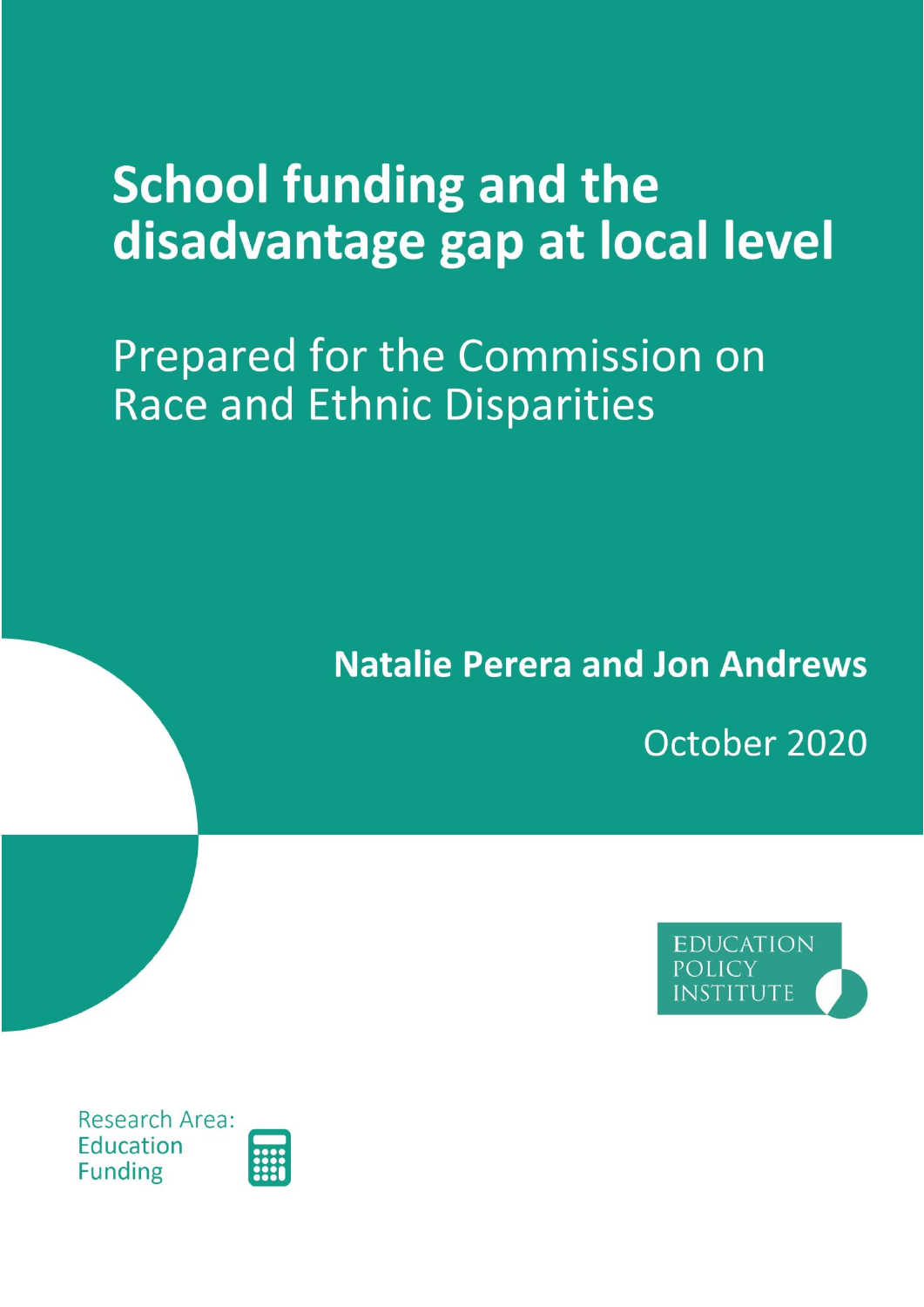# School funding and the disadvantage gap at local level

## Prepared for the Commission on Race and Ethnic Disparities

**Natalie Perera and Jon Andrews**

October 2020

EDUCATION POLICY INSTITUTE

Research Area: Education Funding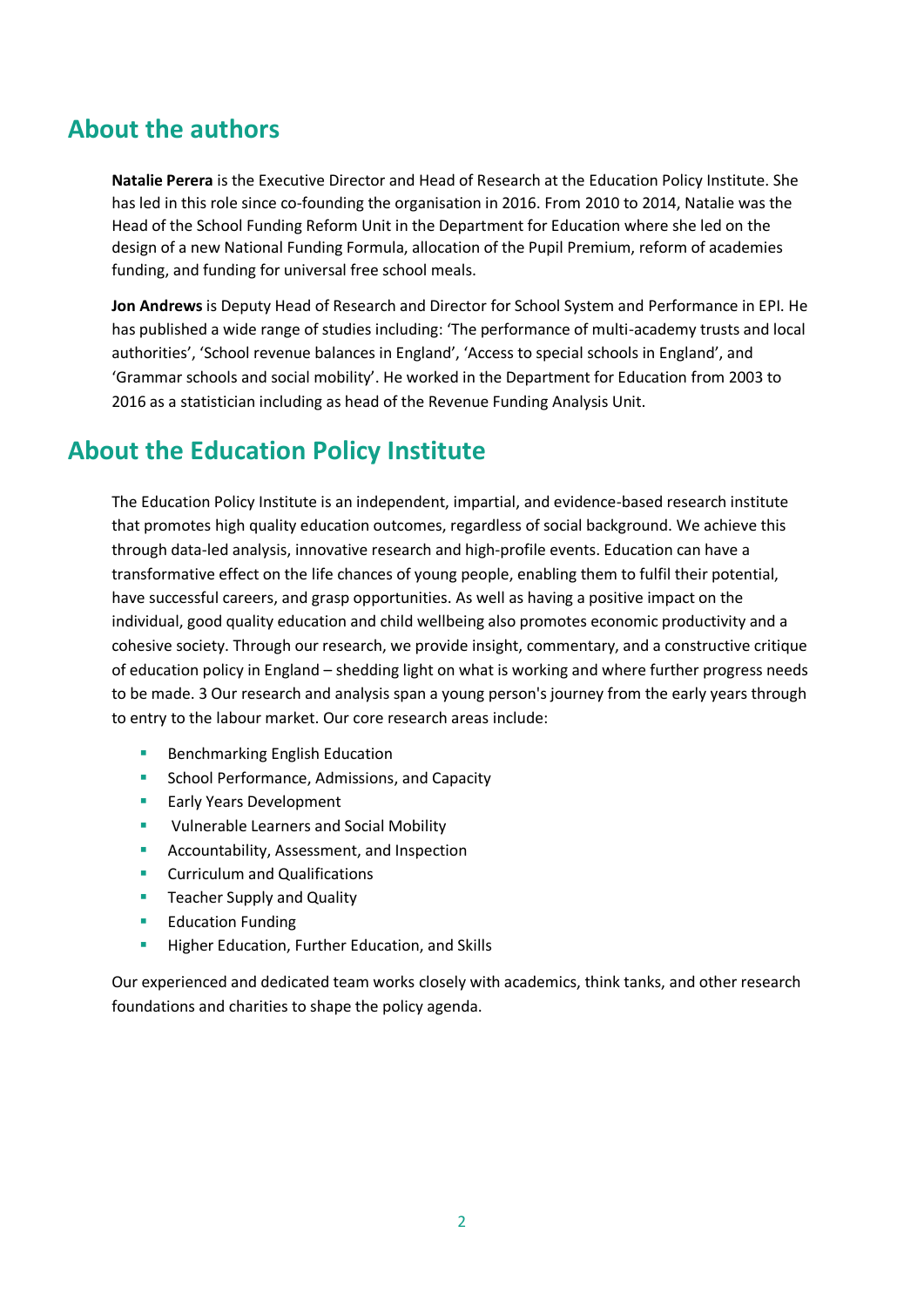## About the authors

**Natalie Perera** is the Executive Director and Head of Research at the Education Policy Institute. She has led in this role since co-founding the organisation in 2016. From 2010 to 2014, Natalie was the Head of the School Funding Reform Unit in the Department for Education where she led on the design of a new National Funding Formula, allocation of the Pupil Premium, reform of academies funding, and funding for universal free school meals.

**Jon Andrews** is Deputy Head of Research and Director for School System and Performance in EPI. He has published a wide range of studies including: 'The performance of multi-academy trusts and local authorities', 'School revenue balances in England', 'Access to special schools in England', and 'Grammar schools and social mobility'. He worked in the Department for Education from 2003 to 2016 as a statistician including as head of the Revenue Funding Analysis Unit.

## About the Education Policy Institute

The Education Policy Institute is an independent, impartial, and evidence-based research institute that promotes high quality education outcomes, regardless of social background. We achieve this through data-led analysis, innovative research and high-profile events. Education can have a transformative effect on the life chances of young people, enabling them to fulfil their potential, have successful careers, and grasp opportunities. As well as having a positive impact on the individual, good quality education and child wellbeing also promotes economic productivity and a cohesive society. Through our research, we provide insight, commentary, and a constructive critique of education policy in England – shedding light on what is working and where further progress needs to be made. 3 Our research and analysis span a young person's journey from the early years through to entry to the labour market. Our core research areas include:

- Benchmarking English Education
- School Performance, Admissions, and Capacity
- Early Years Development
- Vulnerable Learners and Social Mobility
- Accountability, Assessment, and Inspection
- Curriculum and Qualifications
- Teacher Supply and Quality
- Education Funding
- Higher Education, Further Education, and Skills

Our experienced and dedicated team works closely with academics, think tanks, and other research foundations and charities to shape the policy agenda.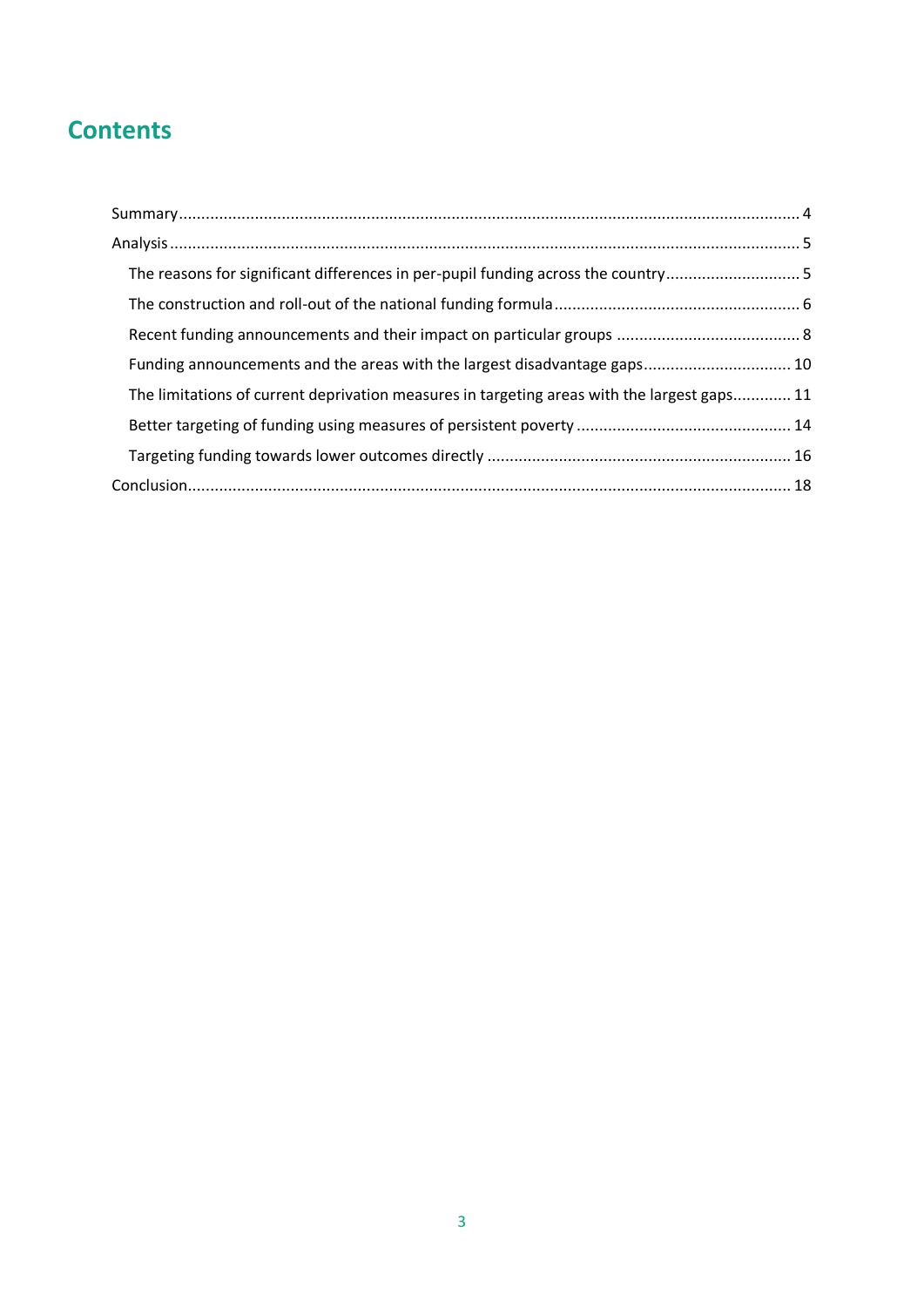# Contents

- Summary ........ 4
- Analysis ........ 5
  - The reasons for significant differences in per-pupil funding across the country ........ 5
  - The construction and roll-out of the national funding formula ........ 6
  - Recent funding announcements and their impact on particular groups ........ 8
  - Funding announcements and the areas with the largest disadvantage gaps ........ 10
  - The limitations of current deprivation measures in targeting areas with the largest gaps ........ 11
  - Better targeting of funding using measures of persistent poverty ........ 14
  - Targeting funding towards lower outcomes directly ........ 16
- Conclusion ........ 18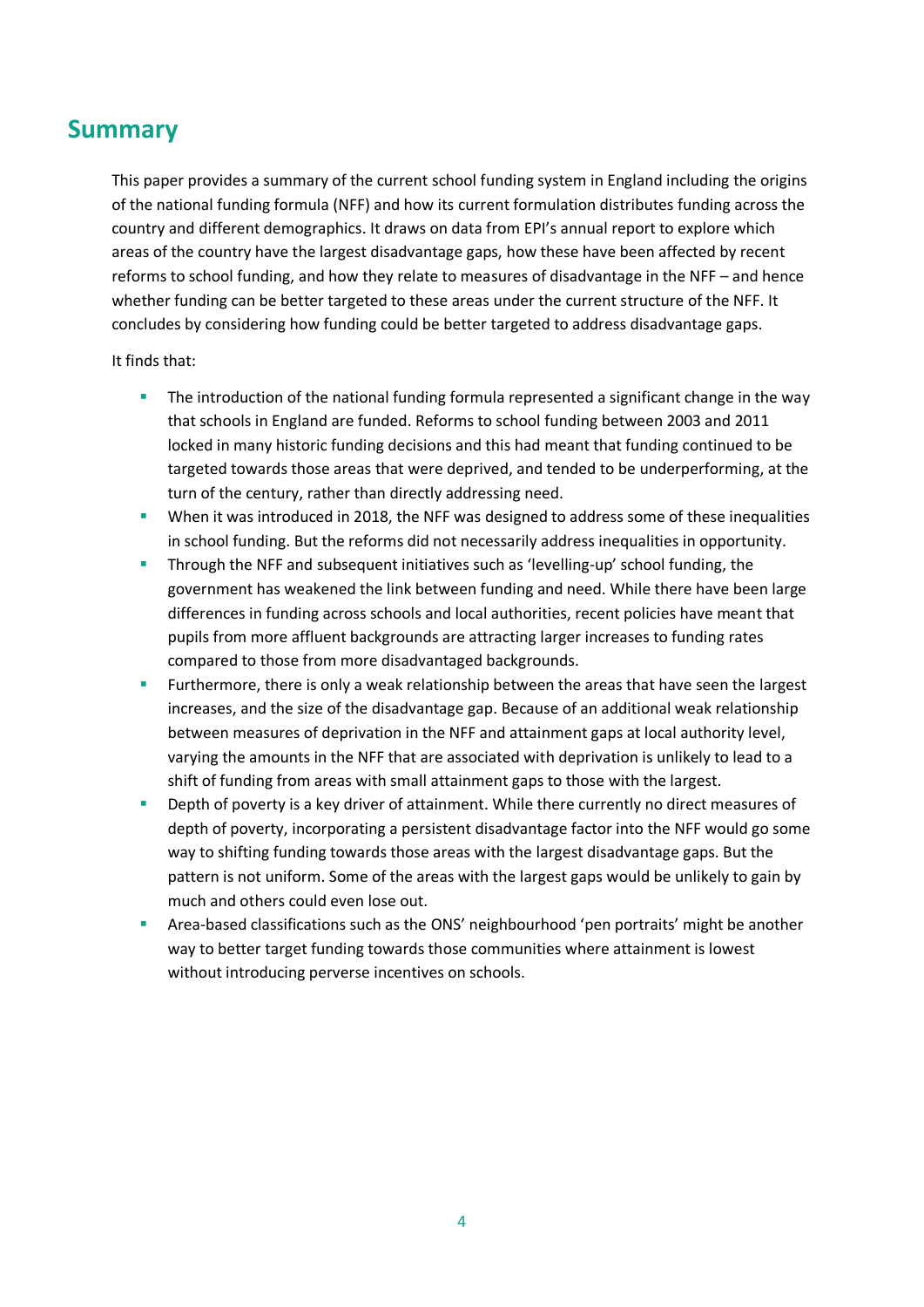## Summary

This paper provides a summary of the current school funding system in England including the origins of the national funding formula (NFF) and how its current formulation distributes funding across the country and different demographics. It draws on data from EPI's annual report to explore which areas of the country have the largest disadvantage gaps, how these have been affected by recent reforms to school funding, and how they relate to measures of disadvantage in the NFF – and hence whether funding can be better targeted to these areas under the current structure of the NFF. It concludes by considering how funding could be better targeted to address disadvantage gaps.

It finds that:

- The introduction of the national funding formula represented a significant change in the way that schools in England are funded. Reforms to school funding between 2003 and 2011 locked in many historic funding decisions and this had meant that funding continued to be targeted towards those areas that were deprived, and tended to be underperforming, at the turn of the century, rather than directly addressing need.
- When it was introduced in 2018, the NFF was designed to address some of these inequalities in school funding. But the reforms did not necessarily address inequalities in opportunity.
- Through the NFF and subsequent initiatives such as 'levelling-up' school funding, the government has weakened the link between funding and need. While there have been large differences in funding across schools and local authorities, recent policies have meant that pupils from more affluent backgrounds are attracting larger increases to funding rates compared to those from more disadvantaged backgrounds.
- Furthermore, there is only a weak relationship between the areas that have seen the largest increases, and the size of the disadvantage gap. Because of an additional weak relationship between measures of deprivation in the NFF and attainment gaps at local authority level, varying the amounts in the NFF that are associated with deprivation is unlikely to lead to a shift of funding from areas with small attainment gaps to those with the largest.
- Depth of poverty is a key driver of attainment. While there currently no direct measures of depth of poverty, incorporating a persistent disadvantage factor into the NFF would go some way to shifting funding towards those areas with the largest disadvantage gaps. But the pattern is not uniform. Some of the areas with the largest gaps would be unlikely to gain by much and others could even lose out.
- Area-based classifications such as the ONS' neighbourhood 'pen portraits' might be another way to better target funding towards those communities where attainment is lowest without introducing perverse incentives on schools.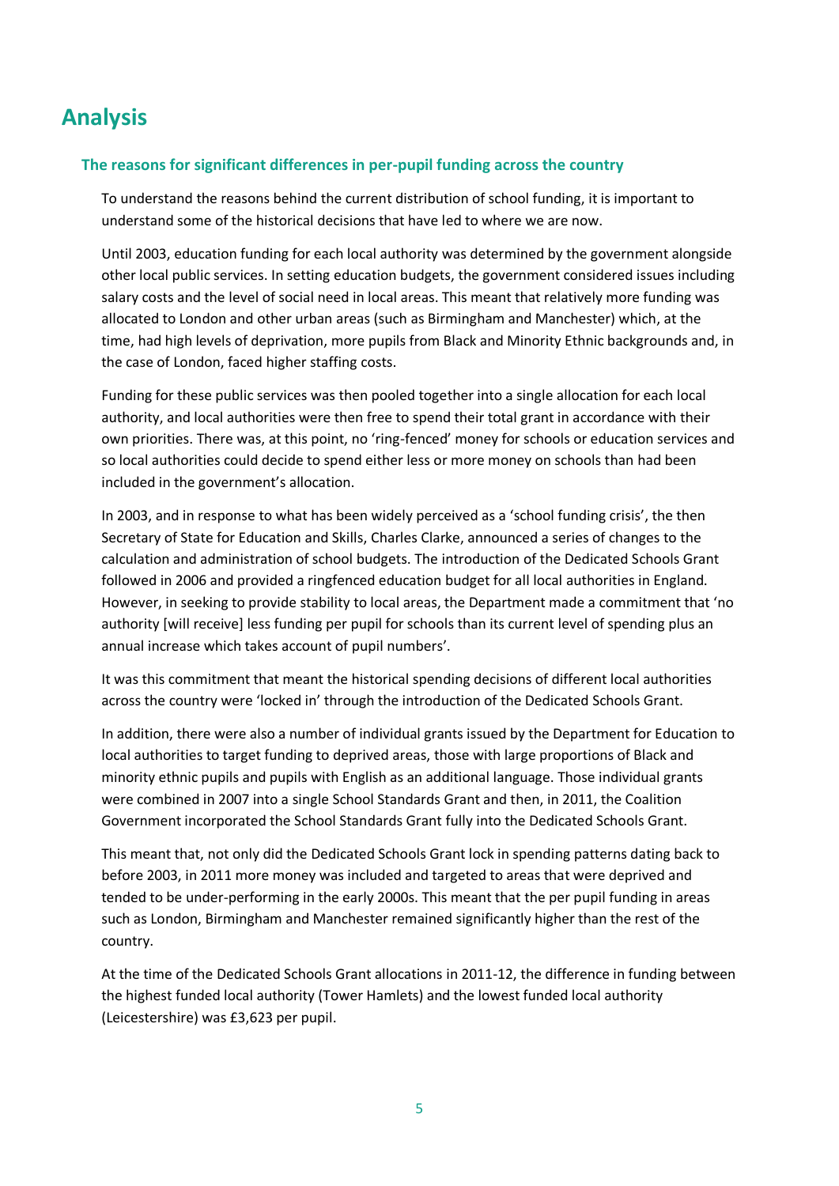# Analysis

### The reasons for significant differences in per-pupil funding across the country

To understand the reasons behind the current distribution of school funding, it is important to understand some of the historical decisions that have led to where we are now.

Until 2003, education funding for each local authority was determined by the government alongside other local public services. In setting education budgets, the government considered issues including salary costs and the level of social need in local areas. This meant that relatively more funding was allocated to London and other urban areas (such as Birmingham and Manchester) which, at the time, had high levels of deprivation, more pupils from Black and Minority Ethnic backgrounds and, in the case of London, faced higher staffing costs.

Funding for these public services was then pooled together into a single allocation for each local authority, and local authorities were then free to spend their total grant in accordance with their own priorities. There was, at this point, no 'ring-fenced' money for schools or education services and so local authorities could decide to spend either less or more money on schools than had been included in the government's allocation.

In 2003, and in response to what has been widely perceived as a 'school funding crisis', the then Secretary of State for Education and Skills, Charles Clarke, announced a series of changes to the calculation and administration of school budgets. The introduction of the Dedicated Schools Grant followed in 2006 and provided a ringfenced education budget for all local authorities in England. However, in seeking to provide stability to local areas, the Department made a commitment that 'no authority [will receive] less funding per pupil for schools than its current level of spending plus an annual increase which takes account of pupil numbers'.

It was this commitment that meant the historical spending decisions of different local authorities across the country were 'locked in' through the introduction of the Dedicated Schools Grant.

In addition, there were also a number of individual grants issued by the Department for Education to local authorities to target funding to deprived areas, those with large proportions of Black and minority ethnic pupils and pupils with English as an additional language. Those individual grants were combined in 2007 into a single School Standards Grant and then, in 2011, the Coalition Government incorporated the School Standards Grant fully into the Dedicated Schools Grant.

This meant that, not only did the Dedicated Schools Grant lock in spending patterns dating back to before 2003, in 2011 more money was included and targeted to areas that were deprived and tended to be under-performing in the early 2000s. This meant that the per pupil funding in areas such as London, Birmingham and Manchester remained significantly higher than the rest of the country.

At the time of the Dedicated Schools Grant allocations in 2011-12, the difference in funding between the highest funded local authority (Tower Hamlets) and the lowest funded local authority (Leicestershire) was £3,623 per pupil.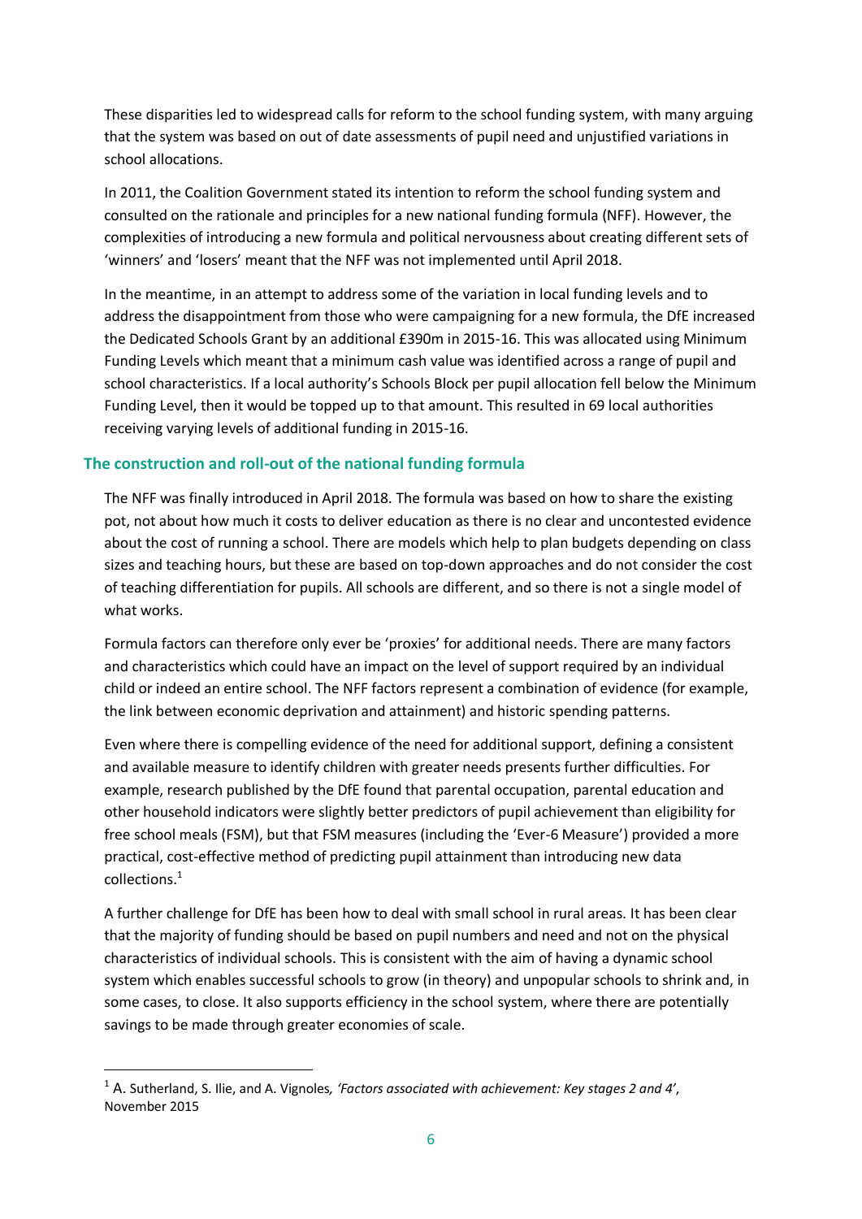These disparities led to widespread calls for reform to the school funding system, with many arguing that the system was based on out of date assessments of pupil need and unjustified variations in school allocations.

In 2011, the Coalition Government stated its intention to reform the school funding system and consulted on the rationale and principles for a new national funding formula (NFF). However, the complexities of introducing a new formula and political nervousness about creating different sets of 'winners' and 'losers' meant that the NFF was not implemented until April 2018.

In the meantime, in an attempt to address some of the variation in local funding levels and to address the disappointment from those who were campaigning for a new formula, the DfE increased the Dedicated Schools Grant by an additional £390m in 2015-16. This was allocated using Minimum Funding Levels which meant that a minimum cash value was identified across a range of pupil and school characteristics. If a local authority's Schools Block per pupil allocation fell below the Minimum Funding Level, then it would be topped up to that amount. This resulted in 69 local authorities receiving varying levels of additional funding in 2015-16.

## The construction and roll-out of the national funding formula

The NFF was finally introduced in April 2018. The formula was based on how to share the existing pot, not about how much it costs to deliver education as there is no clear and uncontested evidence about the cost of running a school. There are models which help to plan budgets depending on class sizes and teaching hours, but these are based on top-down approaches and do not consider the cost of teaching differentiation for pupils. All schools are different, and so there is not a single model of what works.

Formula factors can therefore only ever be 'proxies' for additional needs. There are many factors and characteristics which could have an impact on the level of support required by an individual child or indeed an entire school. The NFF factors represent a combination of evidence (for example, the link between economic deprivation and attainment) and historic spending patterns.

Even where there is compelling evidence of the need for additional support, defining a consistent and available measure to identify children with greater needs presents further difficulties. For example, research published by the DfE found that parental occupation, parental education and other household indicators were slightly better predictors of pupil achievement than eligibility for free school meals (FSM), but that FSM measures (including the 'Ever-6 Measure') provided a more practical, cost-effective method of predicting pupil attainment than introducing new data collections.[1]

A further challenge for DfE has been how to deal with small school in rural areas. It has been clear that the majority of funding should be based on pupil numbers and need and not on the physical characteristics of individual schools. This is consistent with the aim of having a dynamic school system which enables successful schools to grow (in theory) and unpopular schools to shrink and, in some cases, to close. It also supports efficiency in the school system, where there are potentially savings to be made through greater economies of scale.

[1] A. Sutherland, S. Ilie, and A. Vignoles, *'Factors associated with achievement: Key stages 2 and 4'*, November 2015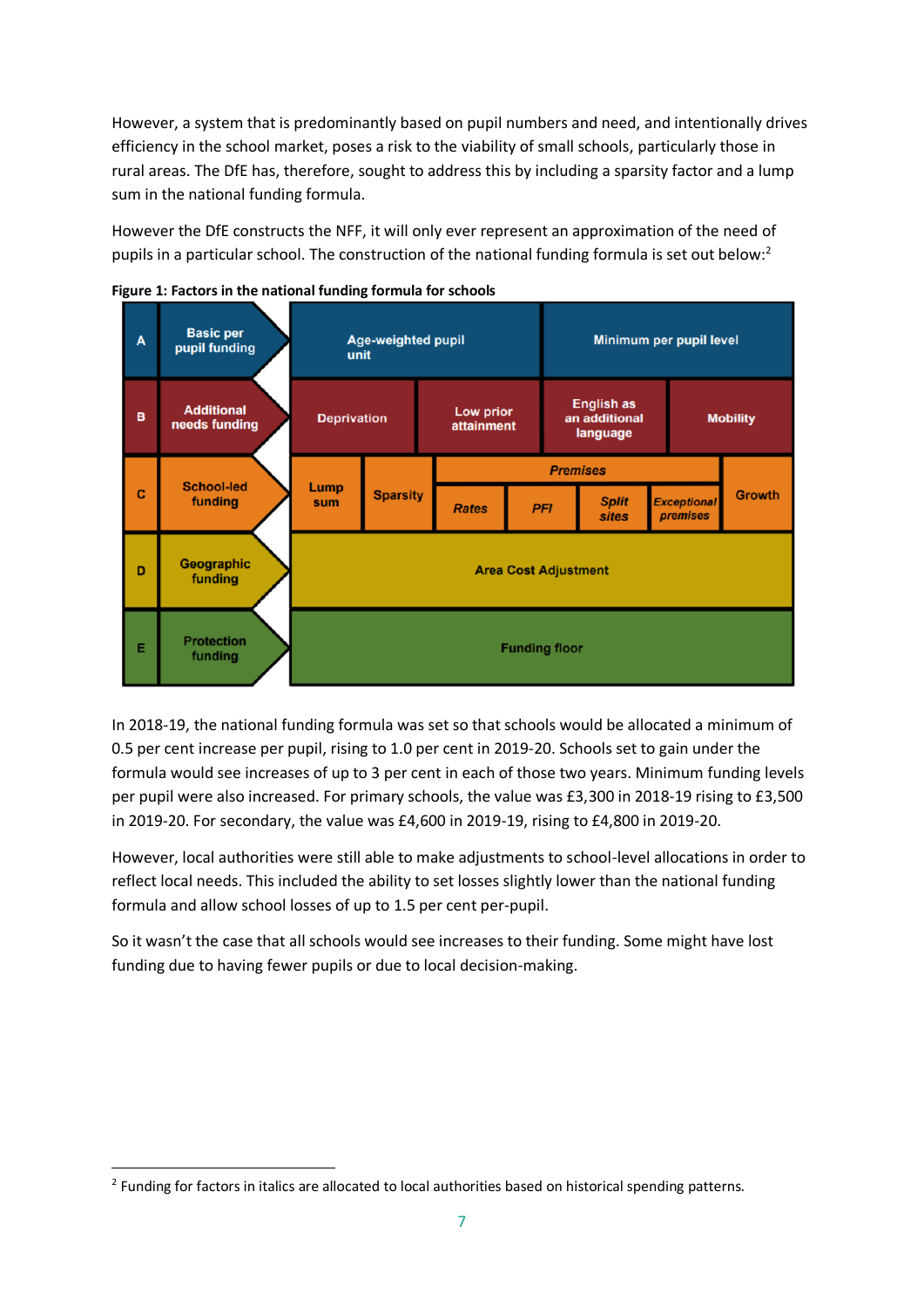However, a system that is predominantly based on pupil numbers and need, and intentionally drives efficiency in the school market, poses a risk to the viability of small schools, particularly those in rural areas. The DfE has, therefore, sought to address this by including a sparsity factor and a lump sum in the national funding formula.

However the DfE constructs the NFF, it will only ever represent an approximation of the need of pupils in a particular school. The construction of the national funding formula is set out below:[2]

**Figure 1: Factors in the national funding formula for schools**

| | | Factors |
|---|---|---|
| A | Basic per pupil funding | Age-weighted pupil unit; Minimum per pupil level |
| B | Additional needs funding | Deprivation; Low prior attainment; English as an additional language; Mobility |
| C | School-led funding | Lump sum; Sparsity; *Premises* (*Rates*, *PFI*, *Split sites*, *Exceptional premises*); Growth |
| D | Geographic funding | Area Cost Adjustment |
| E | Protection funding | Funding floor |

In 2018-19, the national funding formula was set so that schools would be allocated a minimum of 0.5 per cent increase per pupil, rising to 1.0 per cent in 2019-20. Schools set to gain under the formula would see increases of up to 3 per cent in each of those two years. Minimum funding levels per pupil were also increased. For primary schools, the value was £3,300 in 2018-19 rising to £3,500 in 2019-20. For secondary, the value was £4,600 in 2019-19, rising to £4,800 in 2019-20.

However, local authorities were still able to make adjustments to school-level allocations in order to reflect local needs. This included the ability to set losses slightly lower than the national funding formula and allow school losses of up to 1.5 per cent per-pupil.

So it wasn't the case that all schools would see increases to their funding. Some might have lost funding due to having fewer pupils or due to local decision-making.

[2] Funding for factors in italics are allocated to local authorities based on historical spending patterns.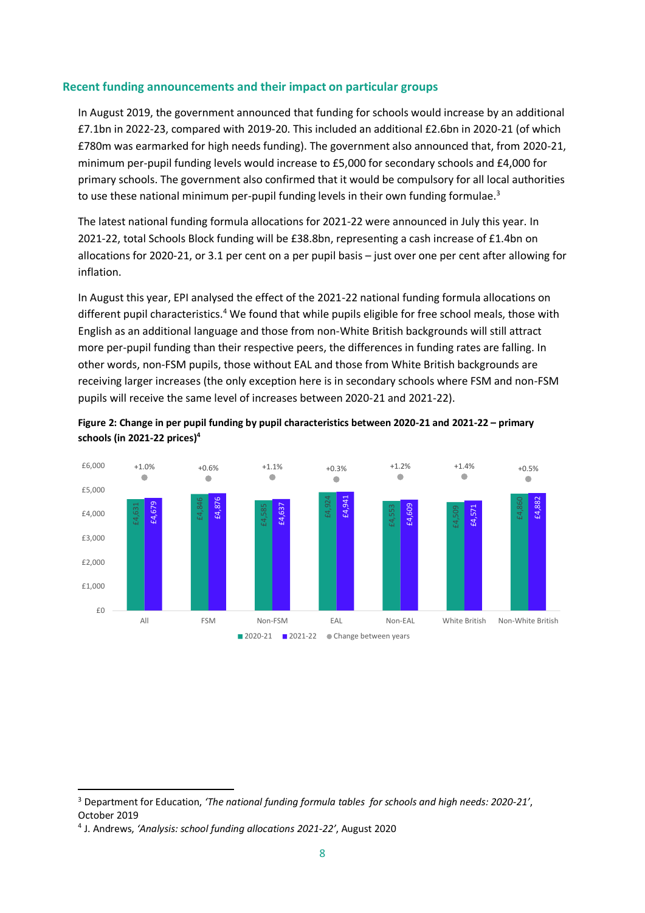## Recent funding announcements and their impact on particular groups

In August 2019, the government announced that funding for schools would increase by an additional £7.1bn in 2022-23, compared with 2019-20. This included an additional £2.6bn in 2020-21 (of which £780m was earmarked for high needs funding). The government also announced that, from 2020-21, minimum per-pupil funding levels would increase to £5,000 for secondary schools and £4,000 for primary schools. The government also confirmed that it would be compulsory for all local authorities to use these national minimum per-pupil funding levels in their own funding formulae.[3]

The latest national funding formula allocations for 2021-22 were announced in July this year. In 2021-22, total Schools Block funding will be £38.8bn, representing a cash increase of £1.4bn on allocations for 2020-21, or 3.1 per cent on a per pupil basis – just over one per cent after allowing for inflation.

In August this year, EPI analysed the effect of the 2021-22 national funding formula allocations on different pupil characteristics.[4] We found that while pupils eligible for free school meals, those with English as an additional language and those from non-White British backgrounds will still attract more per-pupil funding than their respective peers, the differences in funding rates are falling. In other words, non-FSM pupils, those without EAL and those from White British backgrounds are receiving larger increases (the only exception here is in secondary schools where FSM and non-FSM pupils will receive the same level of increases between 2020-21 and 2021-22).

**Figure 2: Change in per pupil funding by pupil characteristics between 2020-21 and 2021-22 – primary schools (in 2021-22 prices)[4]**

| | 2020-21 | 2021-22 | Change between years |
|---|---|---|---|
| All | £4,631 | £4,679 | +1.0% |
| FSM | £4,846 | £4,876 | +0.6% |
| Non-FSM | £4,585 | £4,637 | +1.1% |
| EAL | £4,924 | £4,941 | +0.3% |
| Non-EAL | £4,553 | £4,609 | +1.2% |
| White British | £4,509 | £4,571 | +1.4% |
| Non-White British | £4,860 | £4,882 | +0.5% |

---

[3] Department for Education, *'The national funding formula tables for schools and high needs: 2020-21'*, October 2019

[4] J. Andrews, *'Analysis: school funding allocations 2021-22'*, August 2020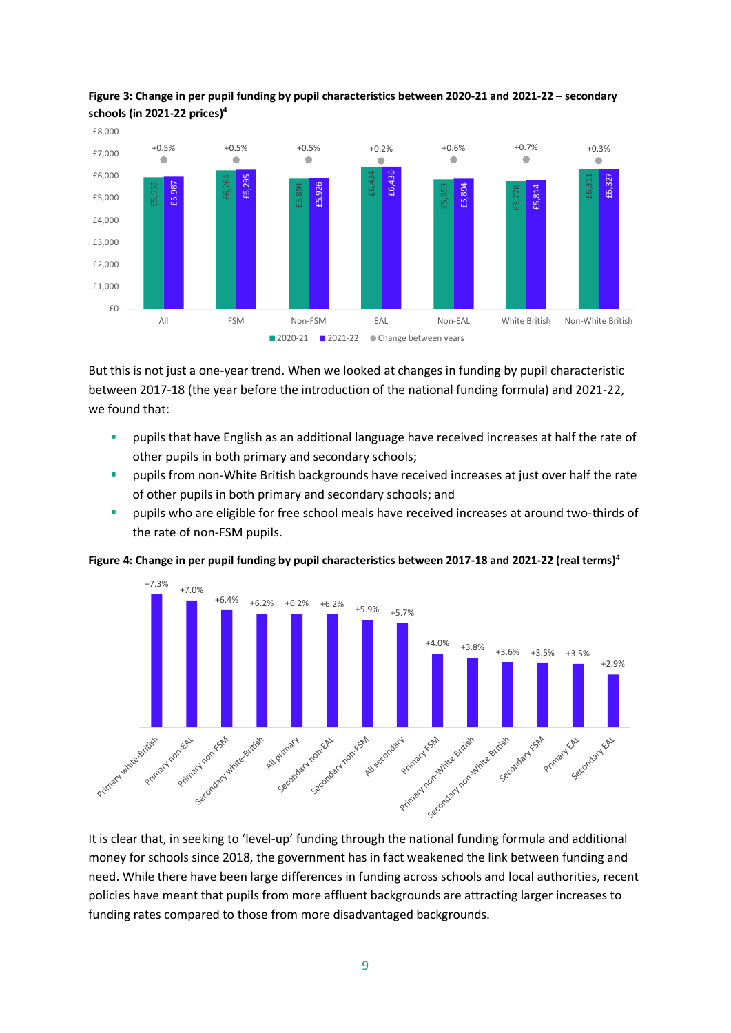**Figure 3: Change in per pupil funding by pupil characteristics between 2020-21 and 2021-22 – secondary schools (in 2021-22 prices)[4]**

| | 2020-21 | 2021-22 | Change between years |
|---|---|---|---|
| All | £5,955 | £5,987 | +0.5% |
| FSM | £6,264 | £6,295 | +0.5% |
| Non-FSM | £5,894 | £5,926 | +0.5% |
| EAL | £6,424 | £6,436 | +0.2% |
| Non-EAL | £5,859 | £5,894 | +0.6% |
| White British | £5,776 | £5,814 | +0.7% |
| Non-White British | £6,311 | £6,327 | +0.3% |

But this is not just a one-year trend. When we looked at changes in funding by pupil characteristic between 2017-18 (the year before the introduction of the national funding formula) and 2021-22, we found that:

- pupils that have English as an additional language have received increases at half the rate of other pupils in both primary and secondary schools;
- pupils from non-White British backgrounds have received increases at just over half the rate of other pupils in both primary and secondary schools; and
- pupils who are eligible for free school meals have received increases at around two-thirds of the rate of non-FSM pupils.

**Figure 4: Change in per pupil funding by pupil characteristics between 2017-18 and 2021-22 (real terms)[4]**

| Pupil group | Change |
|---|---|
| Primary white-British | +7.3% |
| Primary non-EAL | +7.0% |
| Primary non-FSM | +6.4% |
| Secondary white-British | +6.2% |
| All primary | +6.2% |
| Secondary non-EAL | +6.2% |
| Secondary non-FSM | +5.9% |
| All secondary | +5.7% |
| Primary FSM | +4.0% |
| Primary non-White British | +3.8% |
| Secondary non-White British | +3.6% |
| Secondary FSM | +3.5% |
| Primary EAL | +3.5% |
| Secondary EAL | +2.9% |

It is clear that, in seeking to 'level-up' funding through the national funding formula and additional money for schools since 2018, the government has in fact weakened the link between funding and need. While there have been large differences in funding across schools and local authorities, recent policies have meant that pupils from more affluent backgrounds are attracting larger increases to funding rates compared to those from more disadvantaged backgrounds.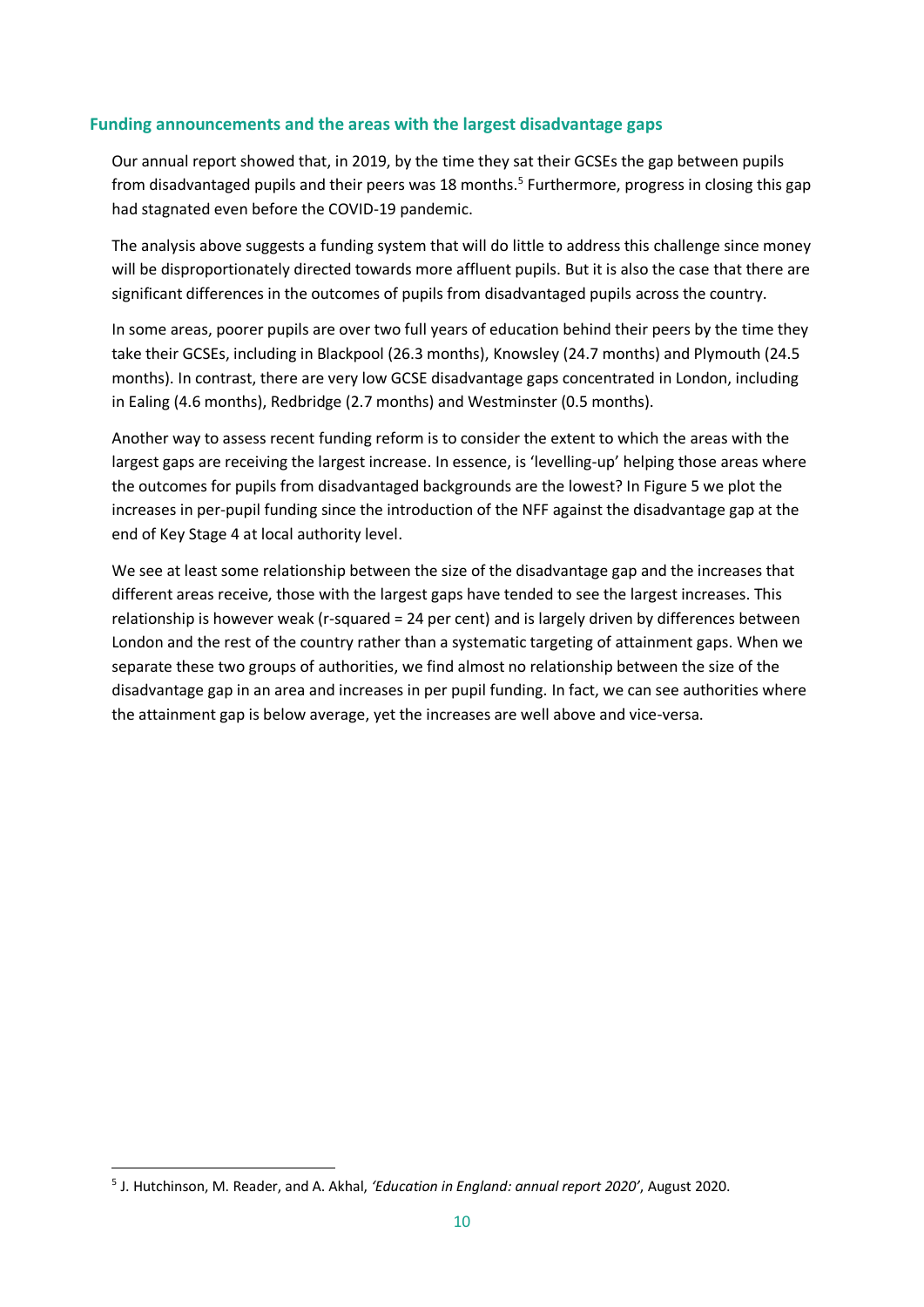### Funding announcements and the areas with the largest disadvantage gaps

Our annual report showed that, in 2019, by the time they sat their GCSEs the gap between pupils from disadvantaged pupils and their peers was 18 months.[5] Furthermore, progress in closing this gap had stagnated even before the COVID-19 pandemic.

The analysis above suggests a funding system that will do little to address this challenge since money will be disproportionately directed towards more affluent pupils. But it is also the case that there are significant differences in the outcomes of pupils from disadvantaged pupils across the country.

In some areas, poorer pupils are over two full years of education behind their peers by the time they take their GCSEs, including in Blackpool (26.3 months), Knowsley (24.7 months) and Plymouth (24.5 months). In contrast, there are very low GCSE disadvantage gaps concentrated in London, including in Ealing (4.6 months), Redbridge (2.7 months) and Westminster (0.5 months).

Another way to assess recent funding reform is to consider the extent to which the areas with the largest gaps are receiving the largest increase. In essence, is 'levelling-up' helping those areas where the outcomes for pupils from disadvantaged backgrounds are the lowest? In Figure 5 we plot the increases in per-pupil funding since the introduction of the NFF against the disadvantage gap at the end of Key Stage 4 at local authority level.

We see at least some relationship between the size of the disadvantage gap and the increases that different areas receive, those with the largest gaps have tended to see the largest increases. This relationship is however weak (r-squared = 24 per cent) and is largely driven by differences between London and the rest of the country rather than a systematic targeting of attainment gaps. When we separate these two groups of authorities, we find almost no relationship between the size of the disadvantage gap in an area and increases in per pupil funding. In fact, we can see authorities where the attainment gap is below average, yet the increases are well above and vice-versa.

[5] J. Hutchinson, M. Reader, and A. Akhal, *'Education in England: annual report 2020'*, August 2020.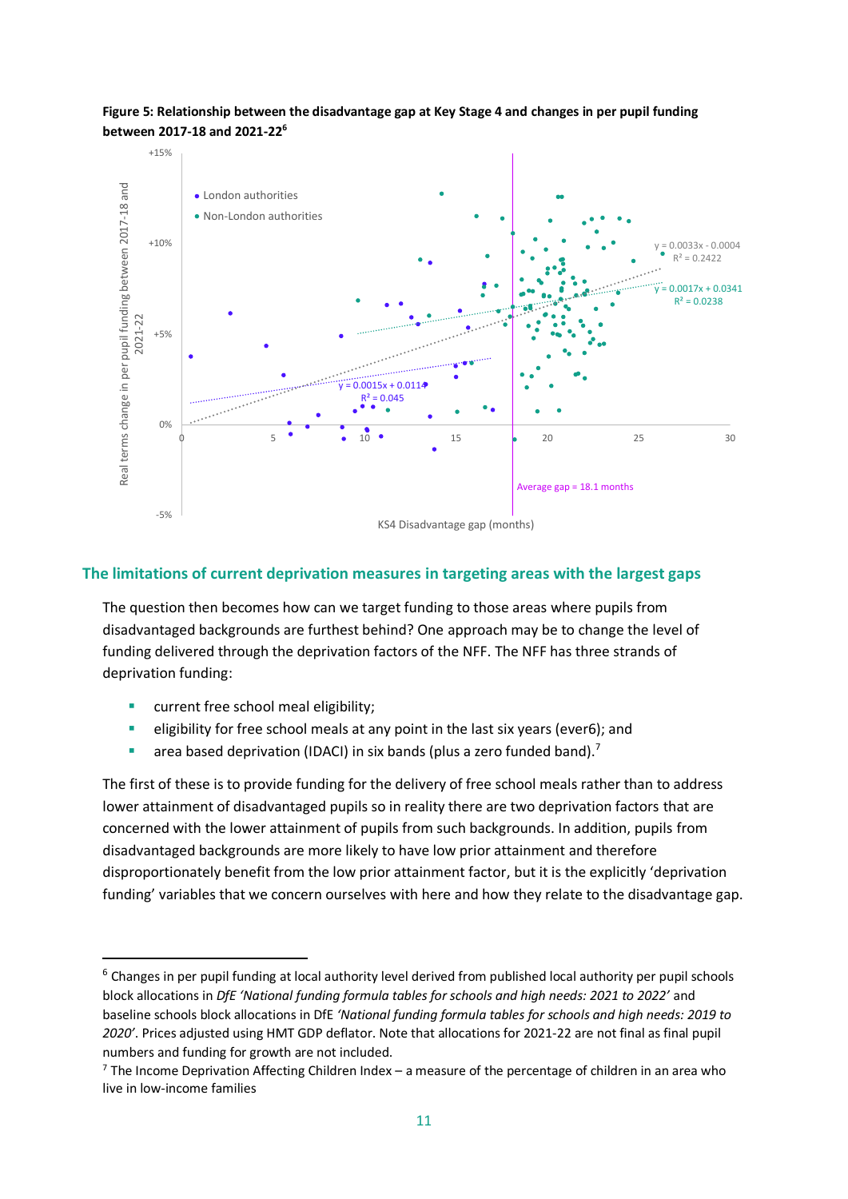**Figure 5: Relationship between the disadvantage gap at Key Stage 4 and changes in per pupil funding between 2017-18 and 2021-22**[6]

## The limitations of current deprivation measures in targeting areas with the largest gaps

The question then becomes how can we target funding to those areas where pupils from disadvantaged backgrounds are furthest behind? One approach may be to change the level of funding delivered through the deprivation factors of the NFF. The NFF has three strands of deprivation funding:

- current free school meal eligibility;
- eligibility for free school meals at any point in the last six years (ever6); and
- area based deprivation (IDACI) in six bands (plus a zero funded band).[7]

The first of these is to provide funding for the delivery of free school meals rather than to address lower attainment of disadvantaged pupils so in reality there are two deprivation factors that are concerned with the lower attainment of pupils from such backgrounds. In addition, pupils from disadvantaged backgrounds are more likely to have low prior attainment and therefore disproportionately benefit from the low prior attainment factor, but it is the explicitly 'deprivation funding' variables that we concern ourselves with here and how they relate to the disadvantage gap.

---

[6] Changes in per pupil funding at local authority level derived from published local authority per pupil schools block allocations in *DfE 'National funding formula tables for schools and high needs: 2021 to 2022'* and baseline schools block allocations in DfE *'National funding formula tables for schools and high needs: 2019 to 2020'*. Prices adjusted using HMT GDP deflator. Note that allocations for 2021-22 are not final as final pupil numbers and funding for growth are not included.

[7] The Income Deprivation Affecting Children Index – a measure of the percentage of children in an area who live in low-income families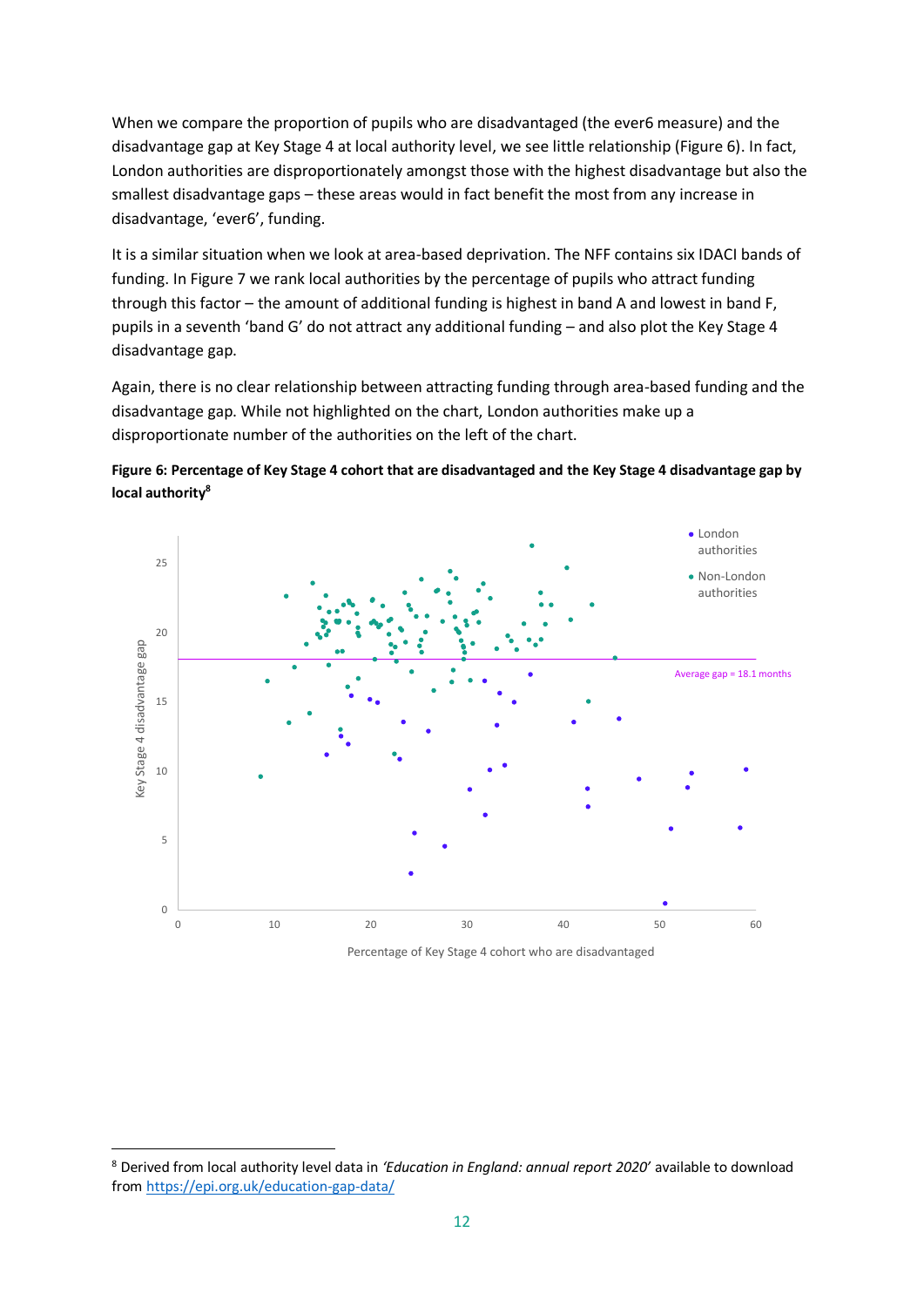When we compare the proportion of pupils who are disadvantaged (the ever6 measure) and the disadvantage gap at Key Stage 4 at local authority level, we see little relationship (Figure 6). In fact, London authorities are disproportionately amongst those with the highest disadvantage but also the smallest disadvantage gaps – these areas would in fact benefit the most from any increase in disadvantage, 'ever6', funding.

It is a similar situation when we look at area-based deprivation. The NFF contains six IDACI bands of funding. In Figure 7 we rank local authorities by the percentage of pupils who attract funding through this factor – the amount of additional funding is highest in band A and lowest in band F, pupils in a seventh 'band G' do not attract any additional funding – and also plot the Key Stage 4 disadvantage gap.

Again, there is no clear relationship between attracting funding through area-based funding and the disadvantage gap. While not highlighted on the chart, London authorities make up a disproportionate number of the authorities on the left of the chart.

**Figure 6: Percentage of Key Stage 4 cohort that are disadvantaged and the Key Stage 4 disadvantage gap by local authority[8]**

[8] Derived from local authority level data in *'Education in England: annual report 2020'* available to download from https://epi.org.uk/education-gap-data/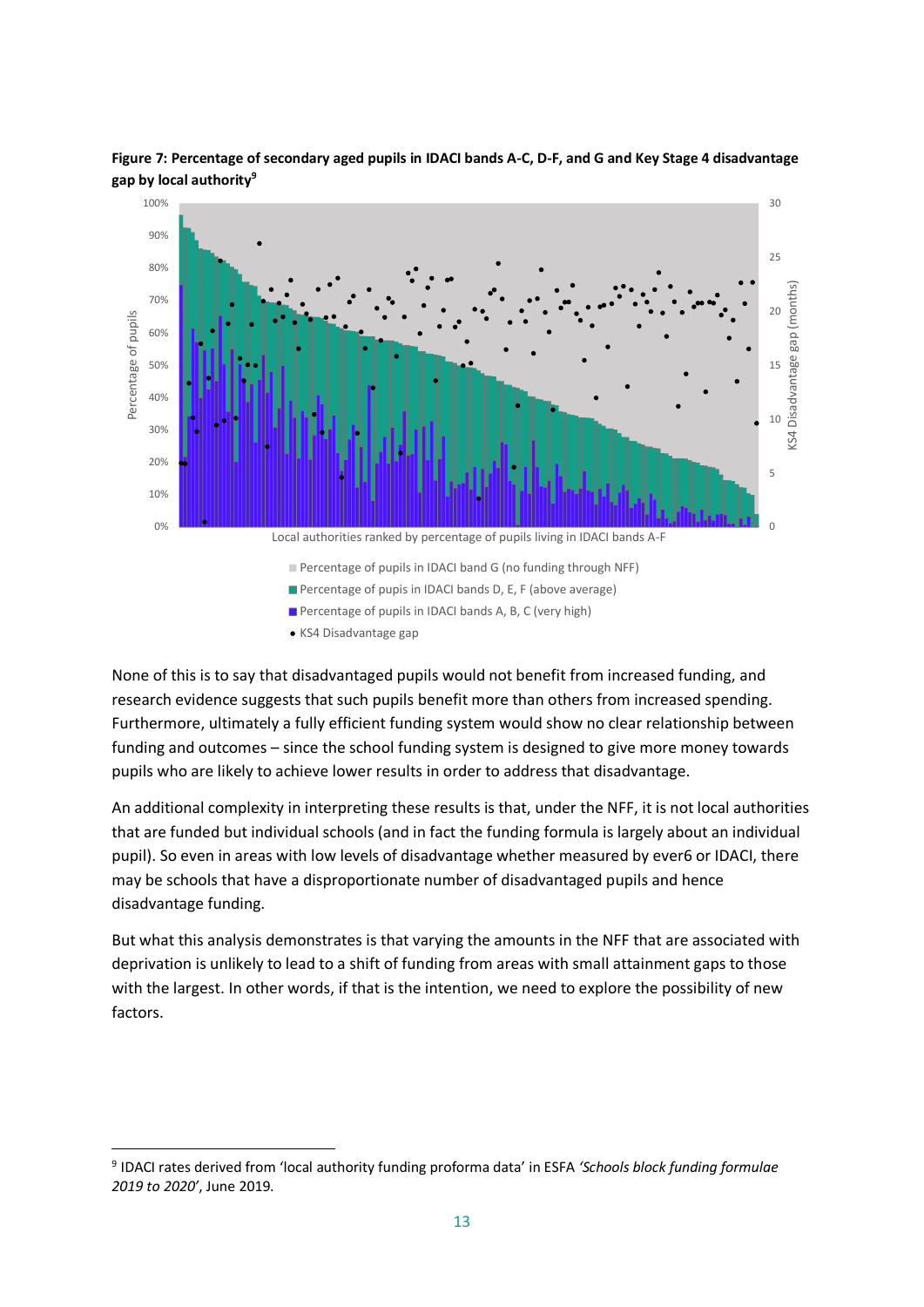**Figure 7: Percentage of secondary aged pupils in IDACI bands A-C, D-F, and G and Key Stage 4 disadvantage gap by local authority**[9]

None of this is to say that disadvantaged pupils would not benefit from increased funding, and research evidence suggests that such pupils benefit more than others from increased spending. Furthermore, ultimately a fully efficient funding system would show no clear relationship between funding and outcomes – since the school funding system is designed to give more money towards pupils who are likely to achieve lower results in order to address that disadvantage.

An additional complexity in interpreting these results is that, under the NFF, it is not local authorities that are funded but individual schools (and in fact the funding formula is largely about an individual pupil). So even in areas with low levels of disadvantage whether measured by ever6 or IDACI, there may be schools that have a disproportionate number of disadvantaged pupils and hence disadvantage funding.

But what this analysis demonstrates is that varying the amounts in the NFF that are associated with deprivation is unlikely to lead to a shift of funding from areas with small attainment gaps to those with the largest. In other words, if that is the intention, we need to explore the possibility of new factors.

[9] IDACI rates derived from 'local authority funding proforma data' in ESFA *'Schools block funding formulae 2019 to 2020'*, June 2019.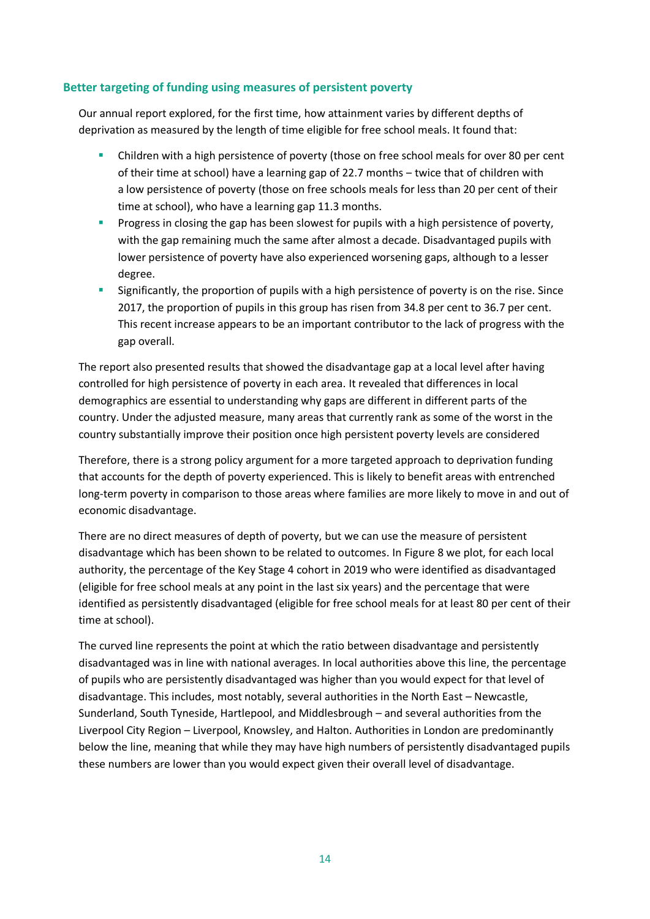### Better targeting of funding using measures of persistent poverty

Our annual report explored, for the first time, how attainment varies by different depths of deprivation as measured by the length of time eligible for free school meals. It found that:

- Children with a high persistence of poverty (those on free school meals for over 80 per cent of their time at school) have a learning gap of 22.7 months – twice that of children with a low persistence of poverty (those on free schools meals for less than 20 per cent of their time at school), who have a learning gap 11.3 months.
- Progress in closing the gap has been slowest for pupils with a high persistence of poverty, with the gap remaining much the same after almost a decade. Disadvantaged pupils with lower persistence of poverty have also experienced worsening gaps, although to a lesser degree.
- Significantly, the proportion of pupils with a high persistence of poverty is on the rise. Since 2017, the proportion of pupils in this group has risen from 34.8 per cent to 36.7 per cent. This recent increase appears to be an important contributor to the lack of progress with the gap overall.

The report also presented results that showed the disadvantage gap at a local level after having controlled for high persistence of poverty in each area. It revealed that differences in local demographics are essential to understanding why gaps are different in different parts of the country. Under the adjusted measure, many areas that currently rank as some of the worst in the country substantially improve their position once high persistent poverty levels are considered

Therefore, there is a strong policy argument for a more targeted approach to deprivation funding that accounts for the depth of poverty experienced. This is likely to benefit areas with entrenched long-term poverty in comparison to those areas where families are more likely to move in and out of economic disadvantage.

There are no direct measures of depth of poverty, but we can use the measure of persistent disadvantage which has been shown to be related to outcomes. In Figure 8 we plot, for each local authority, the percentage of the Key Stage 4 cohort in 2019 who were identified as disadvantaged (eligible for free school meals at any point in the last six years) and the percentage that were identified as persistently disadvantaged (eligible for free school meals for at least 80 per cent of their time at school).

The curved line represents the point at which the ratio between disadvantage and persistently disadvantaged was in line with national averages. In local authorities above this line, the percentage of pupils who are persistently disadvantaged was higher than you would expect for that level of disadvantage. This includes, most notably, several authorities in the North East – Newcastle, Sunderland, South Tyneside, Hartlepool, and Middlesbrough – and several authorities from the Liverpool City Region – Liverpool, Knowsley, and Halton. Authorities in London are predominantly below the line, meaning that while they may have high numbers of persistently disadvantaged pupils these numbers are lower than you would expect given their overall level of disadvantage.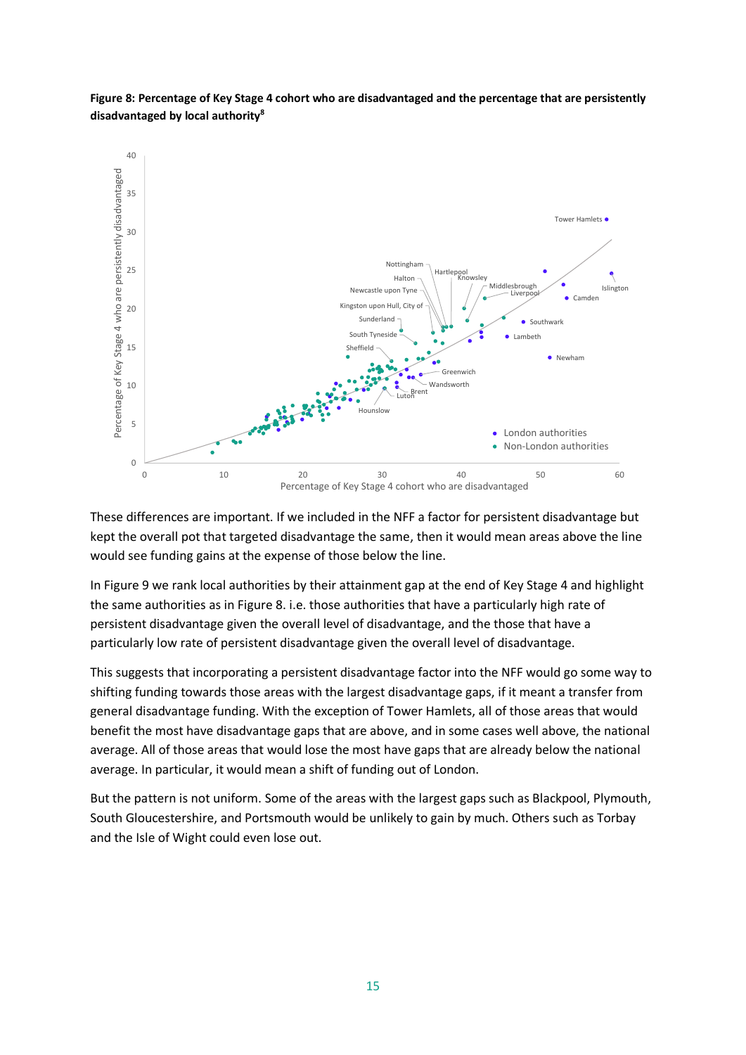**Figure 8: Percentage of Key Stage 4 cohort who are disadvantaged and the percentage that are persistently disadvantaged by local authority**[8]

These differences are important. If we included in the NFF a factor for persistent disadvantage but kept the overall pot that targeted disadvantage the same, then it would mean areas above the line would see funding gains at the expense of those below the line.

In Figure 9 we rank local authorities by their attainment gap at the end of Key Stage 4 and highlight the same authorities as in Figure 8. i.e. those authorities that have a particularly high rate of persistent disadvantage given the overall level of disadvantage, and the those that have a particularly low rate of persistent disadvantage given the overall level of disadvantage.

This suggests that incorporating a persistent disadvantage factor into the NFF would go some way to shifting funding towards those areas with the largest disadvantage gaps, if it meant a transfer from general disadvantage funding. With the exception of Tower Hamlets, all of those areas that would benefit the most have disadvantage gaps that are above, and in some cases well above, the national average. All of those areas that would lose the most have gaps that are already below the national average. In particular, it would mean a shift of funding out of London.

But the pattern is not uniform. Some of the areas with the largest gaps such as Blackpool, Plymouth, South Gloucestershire, and Portsmouth would be unlikely to gain by much. Others such as Torbay and the Isle of Wight could even lose out.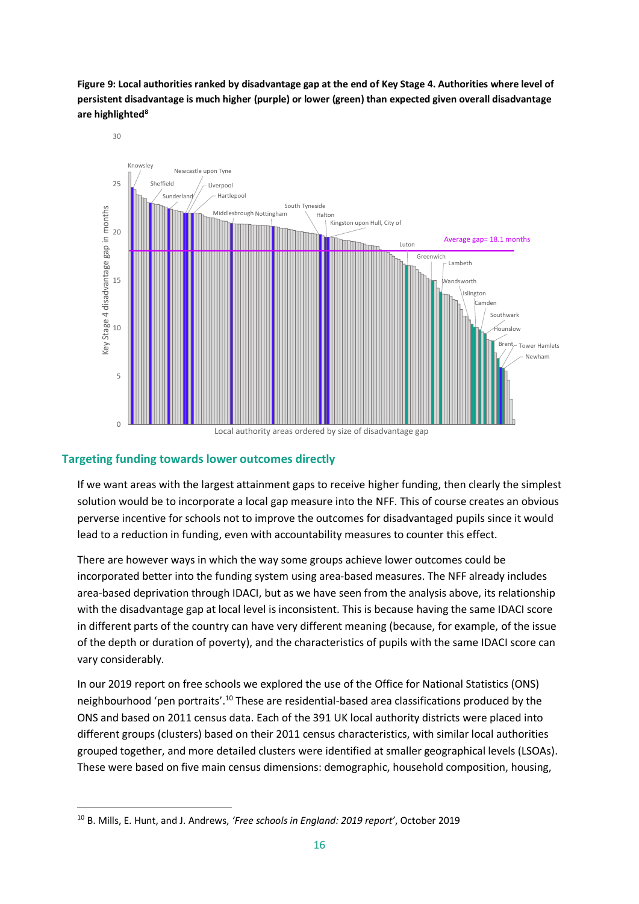**Figure 9: Local authorities ranked by disadvantage gap at the end of Key Stage 4. Authorities where level of persistent disadvantage is much higher (purple) or lower (green) than expected given overall disadvantage are highlighted**[8]

## Targeting funding towards lower outcomes directly

If we want areas with the largest attainment gaps to receive higher funding, then clearly the simplest solution would be to incorporate a local gap measure into the NFF. This of course creates an obvious perverse incentive for schools not to improve the outcomes for disadvantaged pupils since it would lead to a reduction in funding, even with accountability measures to counter this effect.

There are however ways in which the way some groups achieve lower outcomes could be incorporated better into the funding system using area-based measures. The NFF already includes area-based deprivation through IDACI, but as we have seen from the analysis above, its relationship with the disadvantage gap at local level is inconsistent. This is because having the same IDACI score in different parts of the country can have very different meaning (because, for example, of the issue of the depth or duration of poverty), and the characteristics of pupils with the same IDACI score can vary considerably.

In our 2019 report on free schools we explored the use of the Office for National Statistics (ONS) neighbourhood 'pen portraits'.[10] These are residential-based area classifications produced by the ONS and based on 2011 census data. Each of the 391 UK local authority districts were placed into different groups (clusters) based on their 2011 census characteristics, with similar local authorities grouped together, and more detailed clusters were identified at smaller geographical levels (LSOAs). These were based on five main census dimensions: demographic, household composition, housing,

[10] B. Mills, E. Hunt, and J. Andrews, *'Free schools in England: 2019 report'*, October 2019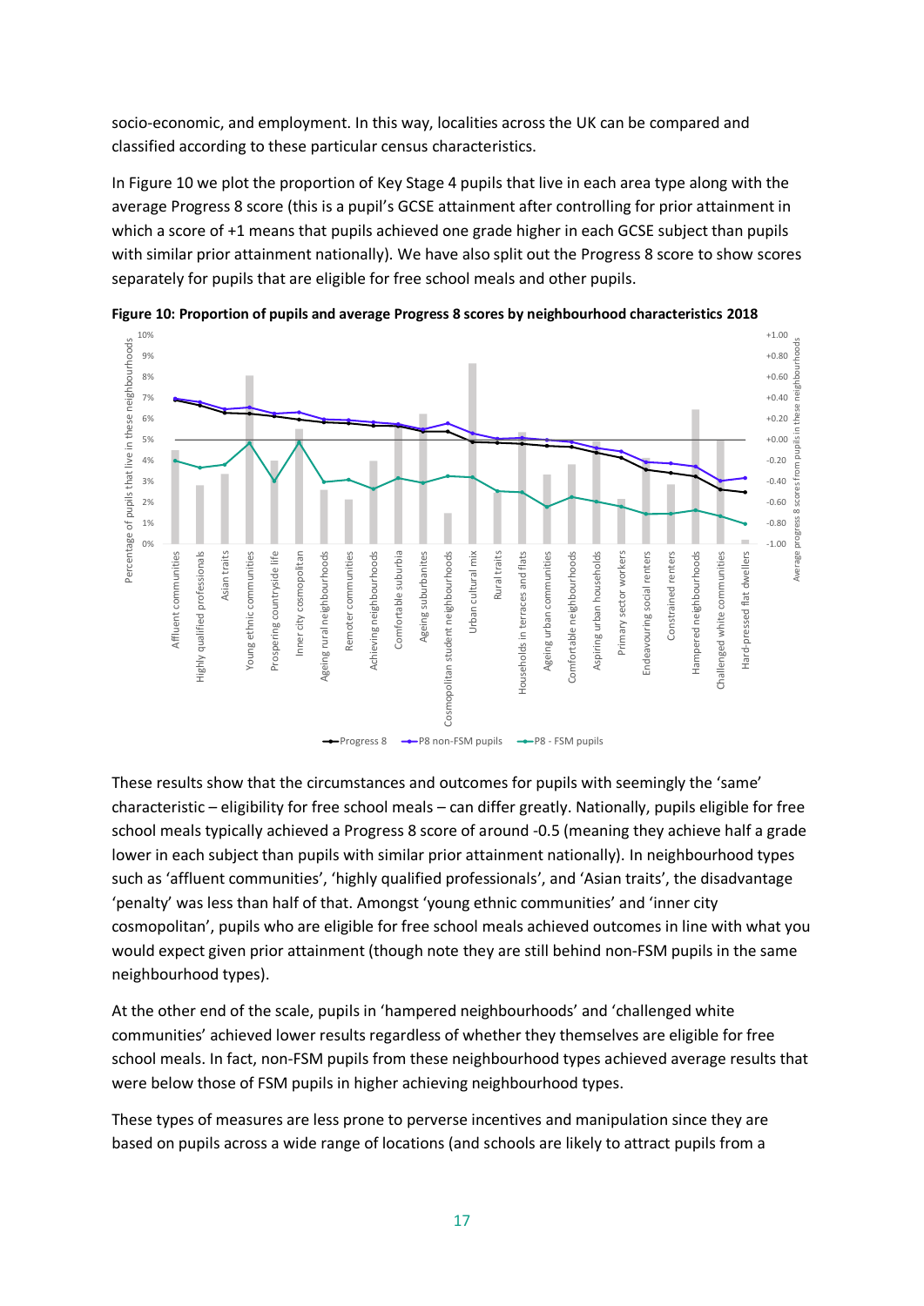socio-economic, and employment. In this way, localities across the UK can be compared and classified according to these particular census characteristics.

In Figure 10 we plot the proportion of Key Stage 4 pupils that live in each area type along with the average Progress 8 score (this is a pupil's GCSE attainment after controlling for prior attainment in which a score of +1 means that pupils achieved one grade higher in each GCSE subject than pupils with similar prior attainment nationally). We have also split out the Progress 8 score to show scores separately for pupils that are eligible for free school meals and other pupils.

**Figure 10: Proportion of pupils and average Progress 8 scores by neighbourhood characteristics 2018**

These results show that the circumstances and outcomes for pupils with seemingly the 'same' characteristic – eligibility for free school meals – can differ greatly. Nationally, pupils eligible for free school meals typically achieved a Progress 8 score of around -0.5 (meaning they achieve half a grade lower in each subject than pupils with similar prior attainment nationally). In neighbourhood types such as 'affluent communities', 'highly qualified professionals', and 'Asian traits', the disadvantage 'penalty' was less than half of that. Amongst 'young ethnic communities' and 'inner city cosmopolitan', pupils who are eligible for free school meals achieved outcomes in line with what you would expect given prior attainment (though note they are still behind non-FSM pupils in the same neighbourhood types).

At the other end of the scale, pupils in 'hampered neighbourhoods' and 'challenged white communities' achieved lower results regardless of whether they themselves are eligible for free school meals. In fact, non-FSM pupils from these neighbourhood types achieved average results that were below those of FSM pupils in higher achieving neighbourhood types.

These types of measures are less prone to perverse incentives and manipulation since they are based on pupils across a wide range of locations (and schools are likely to attract pupils from a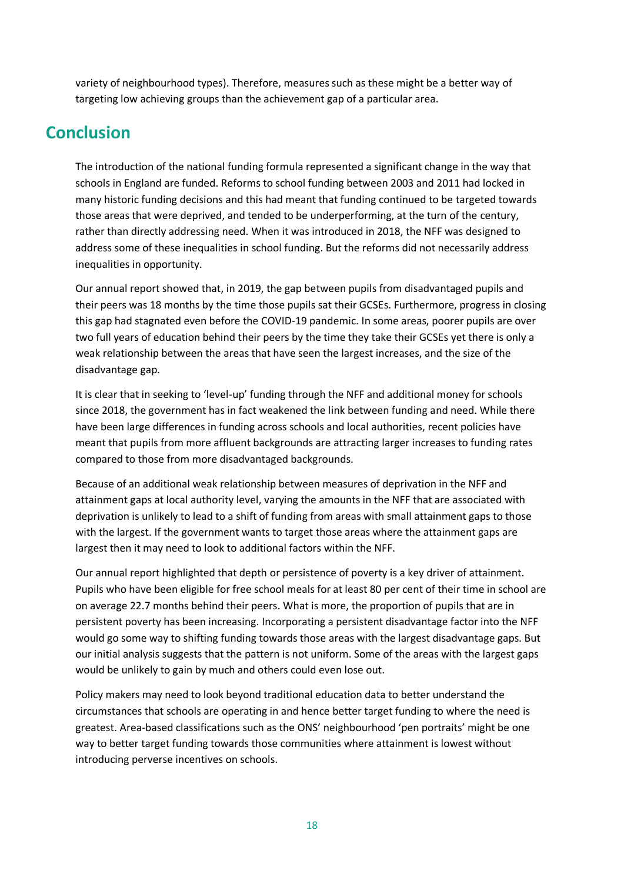variety of neighbourhood types). Therefore, measures such as these might be a better way of targeting low achieving groups than the achievement gap of a particular area.

## Conclusion

The introduction of the national funding formula represented a significant change in the way that schools in England are funded. Reforms to school funding between 2003 and 2011 had locked in many historic funding decisions and this had meant that funding continued to be targeted towards those areas that were deprived, and tended to be underperforming, at the turn of the century, rather than directly addressing need. When it was introduced in 2018, the NFF was designed to address some of these inequalities in school funding. But the reforms did not necessarily address inequalities in opportunity.

Our annual report showed that, in 2019, the gap between pupils from disadvantaged pupils and their peers was 18 months by the time those pupils sat their GCSEs. Furthermore, progress in closing this gap had stagnated even before the COVID-19 pandemic. In some areas, poorer pupils are over two full years of education behind their peers by the time they take their GCSEs yet there is only a weak relationship between the areas that have seen the largest increases, and the size of the disadvantage gap.

It is clear that in seeking to 'level-up' funding through the NFF and additional money for schools since 2018, the government has in fact weakened the link between funding and need. While there have been large differences in funding across schools and local authorities, recent policies have meant that pupils from more affluent backgrounds are attracting larger increases to funding rates compared to those from more disadvantaged backgrounds.

Because of an additional weak relationship between measures of deprivation in the NFF and attainment gaps at local authority level, varying the amounts in the NFF that are associated with deprivation is unlikely to lead to a shift of funding from areas with small attainment gaps to those with the largest. If the government wants to target those areas where the attainment gaps are largest then it may need to look to additional factors within the NFF.

Our annual report highlighted that depth or persistence of poverty is a key driver of attainment. Pupils who have been eligible for free school meals for at least 80 per cent of their time in school are on average 22.7 months behind their peers. What is more, the proportion of pupils that are in persistent poverty has been increasing. Incorporating a persistent disadvantage factor into the NFF would go some way to shifting funding towards those areas with the largest disadvantage gaps. But our initial analysis suggests that the pattern is not uniform. Some of the areas with the largest gaps would be unlikely to gain by much and others could even lose out.

Policy makers may need to look beyond traditional education data to better understand the circumstances that schools are operating in and hence better target funding to where the need is greatest. Area-based classifications such as the ONS' neighbourhood 'pen portraits' might be one way to better target funding towards those communities where attainment is lowest without introducing perverse incentives on schools.